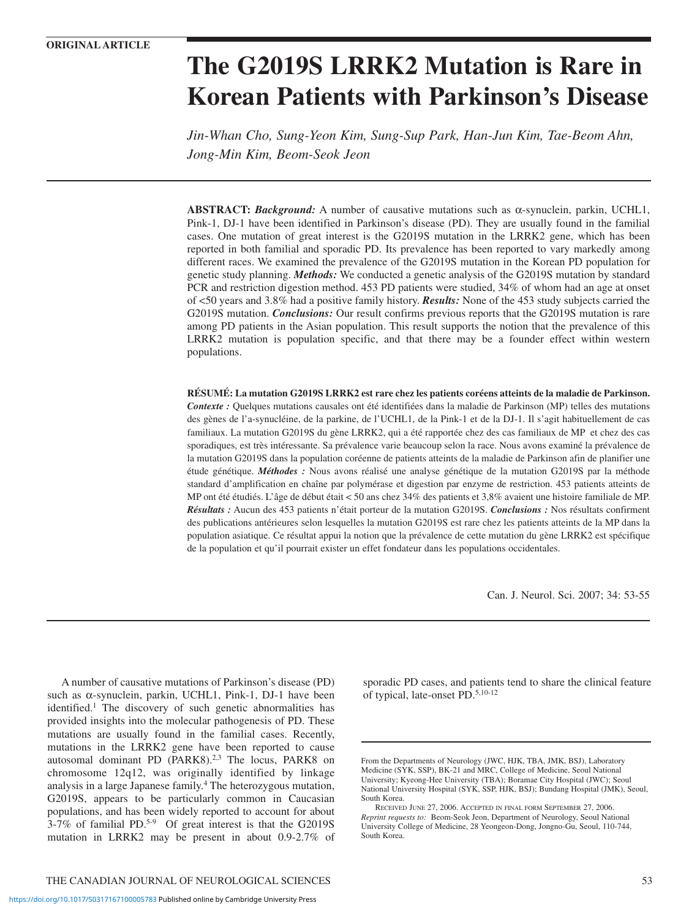ORIGINAL ARTICLE

# The G2019S LRRK2 Mutation is Rare in Korean Patients with Parkinson's Disease

*Jin-Whan Cho, Sung-Yeon Kim, Sung-Sup Park, Han-Jun Kim, Tae-Beom Ahn, Jong-Min Kim, Beom-Seok Jeon*

**ABSTRACT:** ***Background:*** A number of causative mutations such as α-synuclein, parkin, UCHL1, Pink-1, DJ-1 have been identified in Parkinson's disease (PD). They are usually found in the familial cases. One mutation of great interest is the G2019S mutation in the LRRK2 gene, which has been reported in both familial and sporadic PD. Its prevalence has been reported to vary markedly among different races. We examined the prevalence of the G2019S mutation in the Korean PD population for genetic study planning. ***Methods:*** We conducted a genetic analysis of the G2019S mutation by standard PCR and restriction digestion method. 453 PD patients were studied, 34% of whom had an age at onset of <50 years and 3.8% had a positive family history. ***Results:*** None of the 453 study subjects carried the G2019S mutation. ***Conclusions:*** Our result confirms previous reports that the G2019S mutation is rare among PD patients in the Asian population. This result supports the notion that the prevalence of this LRRK2 mutation is population specific, and that there may be a founder effect within western populations.

**RÉSUMÉ: La mutation G2019S LRRK2 est rare chez les patients coréens atteints de la maladie de Parkinson.** ***Contexte :*** Quelques mutations causales ont été identifiées dans la maladie de Parkinson (MP) telles des mutations des gènes de l'a-synucléine, de la parkine, de l'UCHL1, de la Pink-1 et de la DJ-1. Il s'agit habituellement de cas familiaux. La mutation G2019S du gène LRRK2, qui a été rapportée chez des cas familiaux de MP et chez des cas sporadiques, est très intéressante. Sa prévalence varie beaucoup selon la race. Nous avons examiné la prévalence de la mutation G2019S dans la population coréenne de patients atteints de la maladie de Parkinson afin de planifier une étude génétique. ***Méthodes :*** Nous avons réalisé une analyse génétique de la mutation G2019S par la méthode standard d'amplification en chaîne par polymérase et digestion par enzyme de restriction. 453 patients atteints de MP ont été étudiés. L'âge de début était < 50 ans chez 34% des patients et 3,8% avaient une histoire familiale de MP. ***Résultats :*** Aucun des 453 patients n'était porteur de la mutation G2019S. ***Conclusions :*** Nos résultats confirment des publications antérieures selon lesquelles la mutation G2019S est rare chez les patients atteints de la MP dans la population asiatique. Ce résultat appui la notion que la prévalence de cette mutation du gène LRRK2 est spécifique de la population et qu'il pourrait exister un effet fondateur dans les populations occidentales.

Can. J. Neurol. Sci. 2007; 34: 53-55

A number of causative mutations of Parkinson's disease (PD) such as α-synuclein, parkin, UCHL1, Pink-1, DJ-1 have been identified.[1] The discovery of such genetic abnormalities has provided insights into the molecular pathogenesis of PD. These mutations are usually found in the familial cases. Recently, mutations in the LRRK2 gene have been reported to cause autosomal dominant PD (PARK8).[2,3] The locus, PARK8 on chromosome 12q12, was originally identified by linkage analysis in a large Japanese family.[4] The heterozygous mutation, G2019S, appears to be particularly common in Caucasian populations, and has been widely reported to account for about 3-7% of familial PD.[5-9] Of great interest is that the G2019S mutation in LRRK2 may be present in about 0.9-2.7% of sporadic PD cases, and patients tend to share the clinical feature of typical, late-onset PD.[5,10-12]

From the Departments of Neurology (JWC, HJK, TBA, JMK, BSJ), Laboratory Medicine (SYK, SSP), BK-21 and MRC, College of Medicine, Seoul National University; Kyeong-Hee University (TBA); Boramae City Hospital (JWC); Seoul National University Hospital (SYK, SSP, HJK, BSJ); Bundang Hospital (JMK), Seoul, South Korea.

Received June 27, 2006. Accepted in final form September 27, 2006.
*Reprint requests to:* Beom-Seok Jeon, Department of Neurology, Seoul National University College of Medicine, 28 Yeongeon-Dong, Jongno-Gu, Seoul, 110-744, South Korea.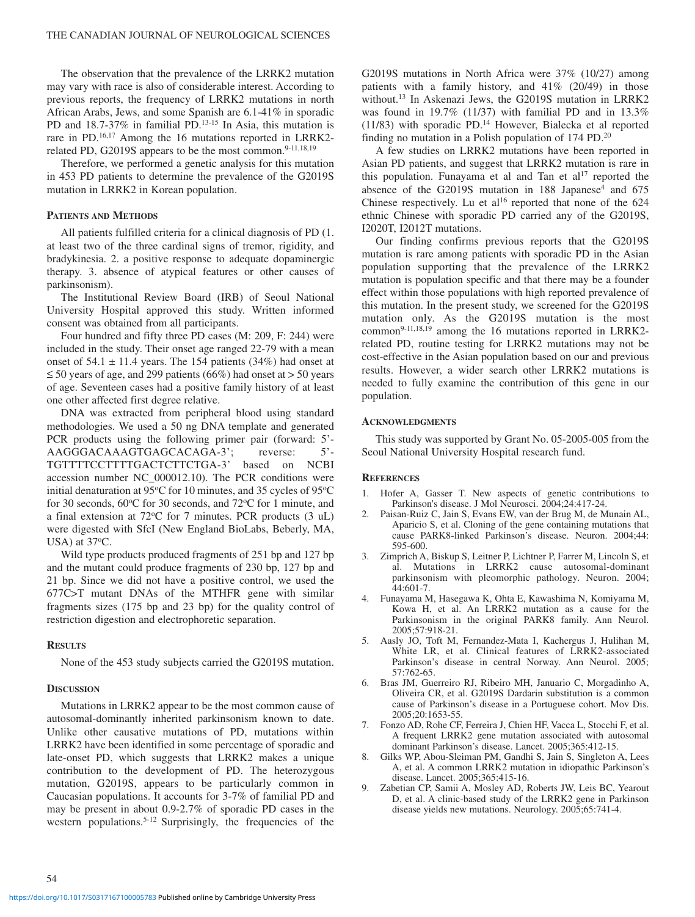The observation that the prevalence of the LRRK2 mutation may vary with race is also of considerable interest. According to previous reports, the frequency of LRRK2 mutations in north African Arabs, Jews, and some Spanish are 6.1-41% in sporadic PD and 18.7-37% in familial PD.[13-15] In Asia, this mutation is rare in PD.[16,17] Among the 16 mutations reported in LRRK2-related PD, G2019S appears to be the most common.[9-11,18,19]

Therefore, we performed a genetic analysis for this mutation in 453 PD patients to determine the prevalence of the G2019S mutation in LRRK2 in Korean population.

## Patients and Methods

All patients fulfilled criteria for a clinical diagnosis of PD (1. at least two of the three cardinal signs of tremor, rigidity, and bradykinesia. 2. a positive response to adequate dopaminergic therapy. 3. absence of atypical features or other causes of parkinsonism).

The Institutional Review Board (IRB) of Seoul National University Hospital approved this study. Written informed consent was obtained from all participants.

Four hundred and fifty three PD cases (M: 209, F: 244) were included in the study. Their onset age ranged 22-79 with a mean onset of $54.1 \pm 11.4$ years. The 154 patients (34%) had onset at $\leq 50$ years of age, and 299 patients (66%) had onset at $> 50$ years of age. Seventeen cases had a positive family history of at least one other affected first degree relative.

DNA was extracted from peripheral blood using standard methodologies. We used a 50 ng DNA template and generated PCR products using the following primer pair (forward: 5'-AAGGGACAAAGTGAGCACAGA-3'; reverse: 5'-TGTTTTCCTTTTGACTCTTCTGA-3' based on NCBI accession number NC_000012.10). The PCR conditions were initial denaturation at 95°C for 10 minutes, and 35 cycles of 95°C for 30 seconds, 60°C for 30 seconds, and 72°C for 1 minute, and a final extension at 72°C for 7 minutes. PCR products (3 uL) were digested with SfcI (New England BioLabs, Beberly, MA, USA) at 37°C.

Wild type products produced fragments of 251 bp and 127 bp and the mutant could produce fragments of 230 bp, 127 bp and 21 bp. Since we did not have a positive control, we used the 677C>T mutant DNAs of the MTHFR gene with similar fragments sizes (175 bp and 23 bp) for the quality control of restriction digestion and electrophoretic separation.

## Results

None of the 453 study subjects carried the G2019S mutation.

## Discussion

Mutations in LRRK2 appear to be the most common cause of autosomal-dominantly inherited parkinsonism known to date. Unlike other causative mutations of PD, mutations within LRRK2 have been identified in some percentage of sporadic and late-onset PD, which suggests that LRRK2 makes a unique contribution to the development of PD. The heterozygous mutation, G2019S, appears to be particularly common in Caucasian populations. It accounts for 3-7% of familial PD and may be present in about 0.9-2.7% of sporadic PD cases in the western populations.[5-12] Surprisingly, the frequencies of the G2019S mutations in North Africa were 37% (10/27) among patients with a family history, and 41% (20/49) in those without.[13] In Askenazi Jews, the G2019S mutation in LRRK2 was found in 19.7% (11/37) with familial PD and in 13.3% (11/83) with sporadic PD.[14] However, Bialecka et al reported finding no mutation in a Polish population of 174 PD.[20]

A few studies on LRRK2 mutations have been reported in Asian PD patients, and suggest that LRRK2 mutation is rare in this population. Funayama et al and Tan et al[17] reported the absence of the G2019S mutation in 188 Japanese[4] and 675 Chinese respectively. Lu et al[16] reported that none of the 624 ethnic Chinese with sporadic PD carried any of the G2019S, I2020T, I2012T mutations.

Our finding confirms previous reports that the G2019S mutation is rare among patients with sporadic PD in the Asian population supporting that the prevalence of the LRRK2 mutation is population specific and that there may be a founder effect within those populations with high reported prevalence of this mutation. In the present study, we screened for the G2019S mutation only. As the G2019S mutation is the most common[9-11,18,19] among the 16 mutations reported in LRRK2-related PD, routine testing for LRRK2 mutations may not be cost-effective in the Asian population based on our and previous results. However, a wider search other LRRK2 mutations is needed to fully examine the contribution of this gene in our population.

## Acknowledgments

This study was supported by Grant No. 05-2005-005 from the Seoul National University Hospital research fund.

## References

1. Hofer A, Gasser T. New aspects of genetic contributions to Parkinson's disease. J Mol Neurosci. 2004;24:417-24.
2. Paisan-Ruiz C, Jain S, Evans EW, van der Brug M, de Munain AL, Aparicio S, et al. Cloning of the gene containing mutations that cause PARK8-linked Parkinson's disease. Neuron. 2004;44: 595-600.
3. Zimprich A, Biskup S, Leitner P, Lichtner P, Farrer M, Lincoln S, et al. Mutations in LRRK2 cause autosomal-dominant parkinsonism with pleomorphic pathology. Neuron. 2004; 44:601-7.
4. Funayama M, Hasegawa K, Ohta E, Kawashima N, Komiyama M, Kowa H, et al. An LRRK2 mutation as a cause for the Parkinsonism in the original PARK8 family. Ann Neurol. 2005;57:918-21.
5. Aasly JO, Toft M, Fernandez-Mata I, Kachergus J, Hulihan M, White LR, et al. Clinical features of LRRK2-associated Parkinson's disease in central Norway. Ann Neurol. 2005; 57:762-65.
6. Bras JM, Guerreiro RJ, Ribeiro MH, Januario C, Morgadinho A, Oliveira CR, et al. G2019S Dardarin substitution is a common cause of Parkinson's disease in a Portuguese cohort. Mov Dis. 2005;20:1653-55.
7. Fonzo AD, Rohe CF, Ferreira J, Chien HF, Vacca L, Stocchi F, et al. A frequent LRRK2 gene mutation associated with autosomal dominant Parkinson's disease. Lancet. 2005;365:412-15.
8. Gilks WP, Abou-Sleiman PM, Gandhi S, Jain S, Singleton A, Lees A, et al. A common LRRK2 mutation in idiopathic Parkinson's disease. Lancet. 2005;365:415-16.
9. Zabetian CP, Samii A, Mosley AD, Roberts JW, Leis BC, Yearout D, et al. A clinic-based study of the LRRK2 gene in Parkinson disease yields new mutations. Neurology. 2005;65:741-4.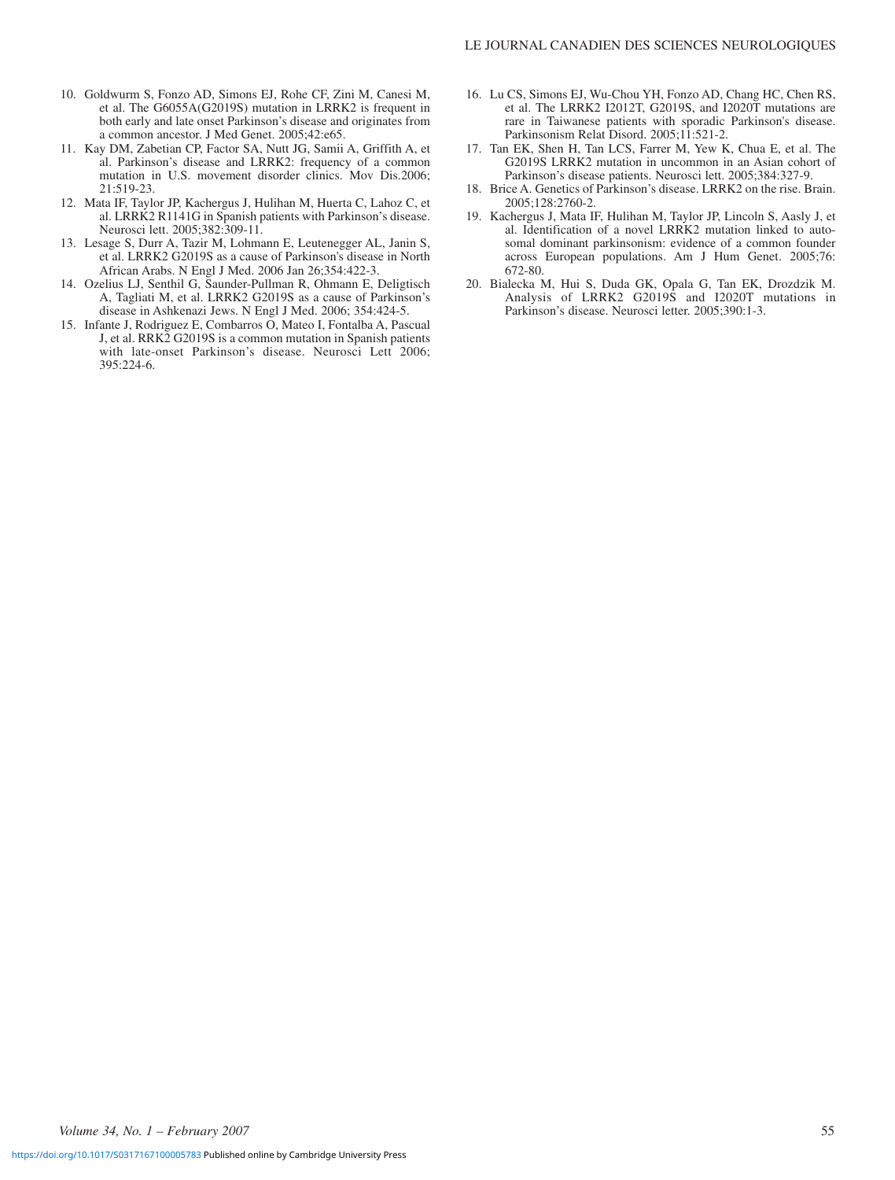10. Goldwurm S, Fonzo AD, Simons EJ, Rohe CF, Zini M, Canesi M, et al. The G6055A(G2019S) mutation in LRRK2 is frequent in both early and late onset Parkinson's disease and originates from a common ancestor. J Med Genet. 2005;42:e65.
11. Kay DM, Zabetian CP, Factor SA, Nutt JG, Samii A, Griffith A, et al. Parkinson's disease and LRRK2: frequency of a common mutation in U.S. movement disorder clinics. Mov Dis.2006; 21:519-23.
12. Mata IF, Taylor JP, Kachergus J, Hulihan M, Huerta C, Lahoz C, et al. LRRK2 R1141G in Spanish patients with Parkinson's disease. Neurosci lett. 2005;382:309-11.
13. Lesage S, Durr A, Tazir M, Lohmann E, Leutenegger AL, Janin S, et al. LRRK2 G2019S as a cause of Parkinson's disease in North African Arabs. N Engl J Med. 2006 Jan 26;354:422-3.
14. Ozelius LJ, Senthil G, Saunder-Pullman R, Ohmann E, Deligtisch A, Tagliati M, et al. LRRK2 G2019S as a cause of Parkinson's disease in Ashkenazi Jews. N Engl J Med. 2006; 354:424-5.
15. Infante J, Rodriguez E, Combarros O, Mateo I, Fontalba A, Pascual J, et al. RRK2 G2019S is a common mutation in Spanish patients with late-onset Parkinson's disease. Neurosci Lett 2006; 395:224-6.
16. Lu CS, Simons EJ, Wu-Chou YH, Fonzo AD, Chang HC, Chen RS, et al. The LRRK2 I2012T, G2019S, and I2020T mutations are rare in Taiwanese patients with sporadic Parkinson's disease. Parkinsonism Relat Disord. 2005;11:521-2.
17. Tan EK, Shen H, Tan LCS, Farrer M, Yew K, Chua E, et al. The G2019S LRRK2 mutation in uncommon in an Asian cohort of Parkinson's disease patients. Neurosci lett. 2005;384:327-9.
18. Brice A. Genetics of Parkinson's disease. LRRK2 on the rise. Brain. 2005;128:2760-2.
19. Kachergus J, Mata IF, Hulihan M, Taylor JP, Lincoln S, Aasly J, et al. Identification of a novel LRRK2 mutation linked to autosomal dominant parkinsonism: evidence of a common founder across European populations. Am J Hum Genet. 2005;76: 672-80.
20. Bialecka M, Hui S, Duda GK, Opala G, Tan EK, Drozdzik M. Analysis of LRRK2 G2019S and I2020T mutations in Parkinson's disease. Neurosci letter. 2005;390:1-3.